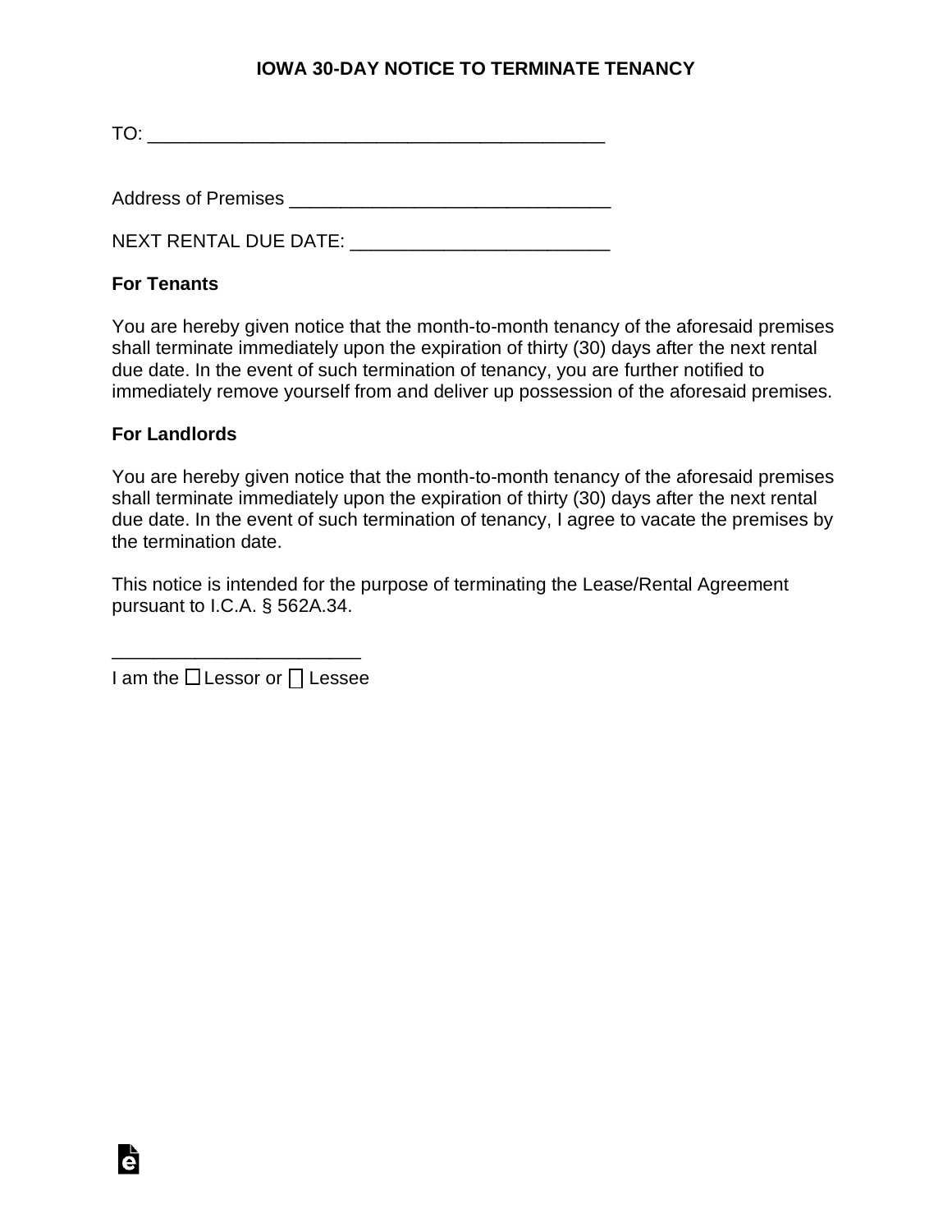# IOWA 30-DAY NOTICE TO TERMINATE TENANCY

TO: ____________________________________________

Address of Premises ______________________________

NEXT RENTAL DUE DATE: ________________________

**For Tenants**

You are hereby given notice that the month-to-month tenancy of the aforesaid premises shall terminate immediately upon the expiration of thirty (30) days after the next rental due date. In the event of such termination of tenancy, you are further notified to immediately remove yourself from and deliver up possession of the aforesaid premises.

**For Landlords**

You are hereby given notice that the month-to-month tenancy of the aforesaid premises shall terminate immediately upon the expiration of thirty (30) days after the next rental due date. In the event of such termination of tenancy, I agree to vacate the premises by the termination date.

This notice is intended for the purpose of terminating the Lease/Rental Agreement pursuant to I.C.A. § 562A.34.

________________________

I am the ☐ Lessor or ☐ Lessee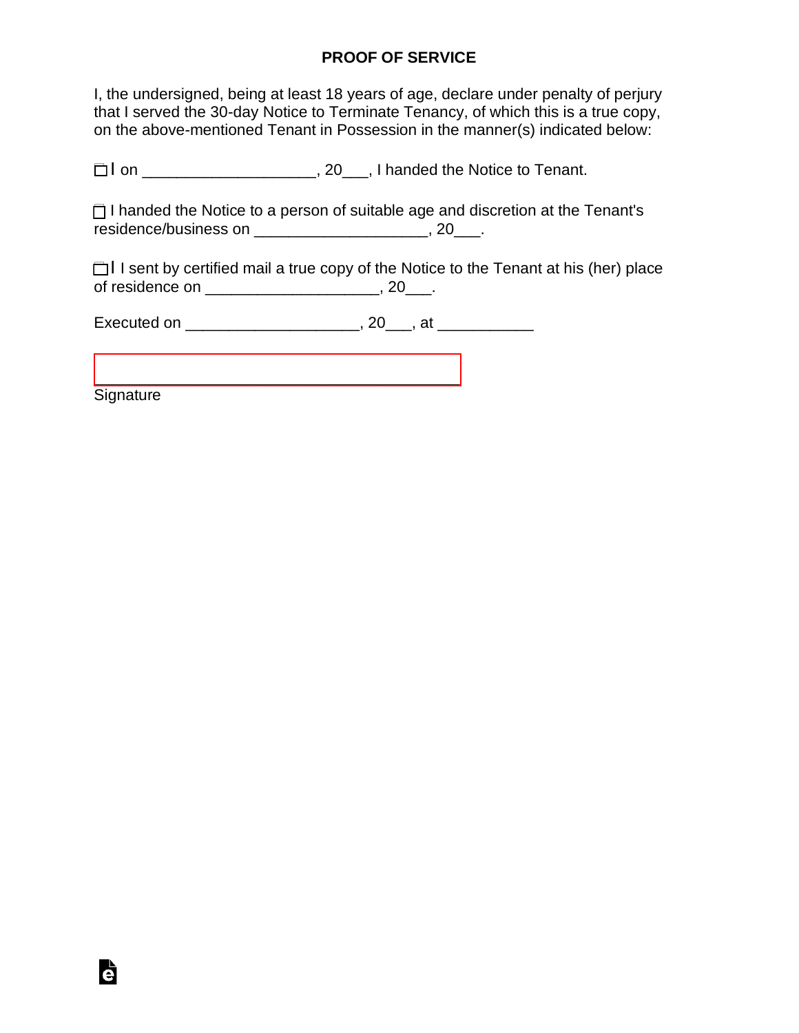# PROOF OF SERVICE

I, the undersigned, being at least 18 years of age, declare under penalty of perjury that I served the 30-day Notice to Terminate Tenancy, of which this is a true copy, on the above-mentioned Tenant in Possession in the manner(s) indicated below:

☐ I on ____________________, 20___, I handed the Notice to Tenant.

☐ I handed the Notice to a person of suitable age and discretion at the Tenant's residence/business on ____________________, 20___.

☐ I sent by certified mail a true copy of the Notice to the Tenant at his (her) place of residence on ____________________, 20___.

Executed on ____________________, 20___, at ___________

_________________________________________
Signature